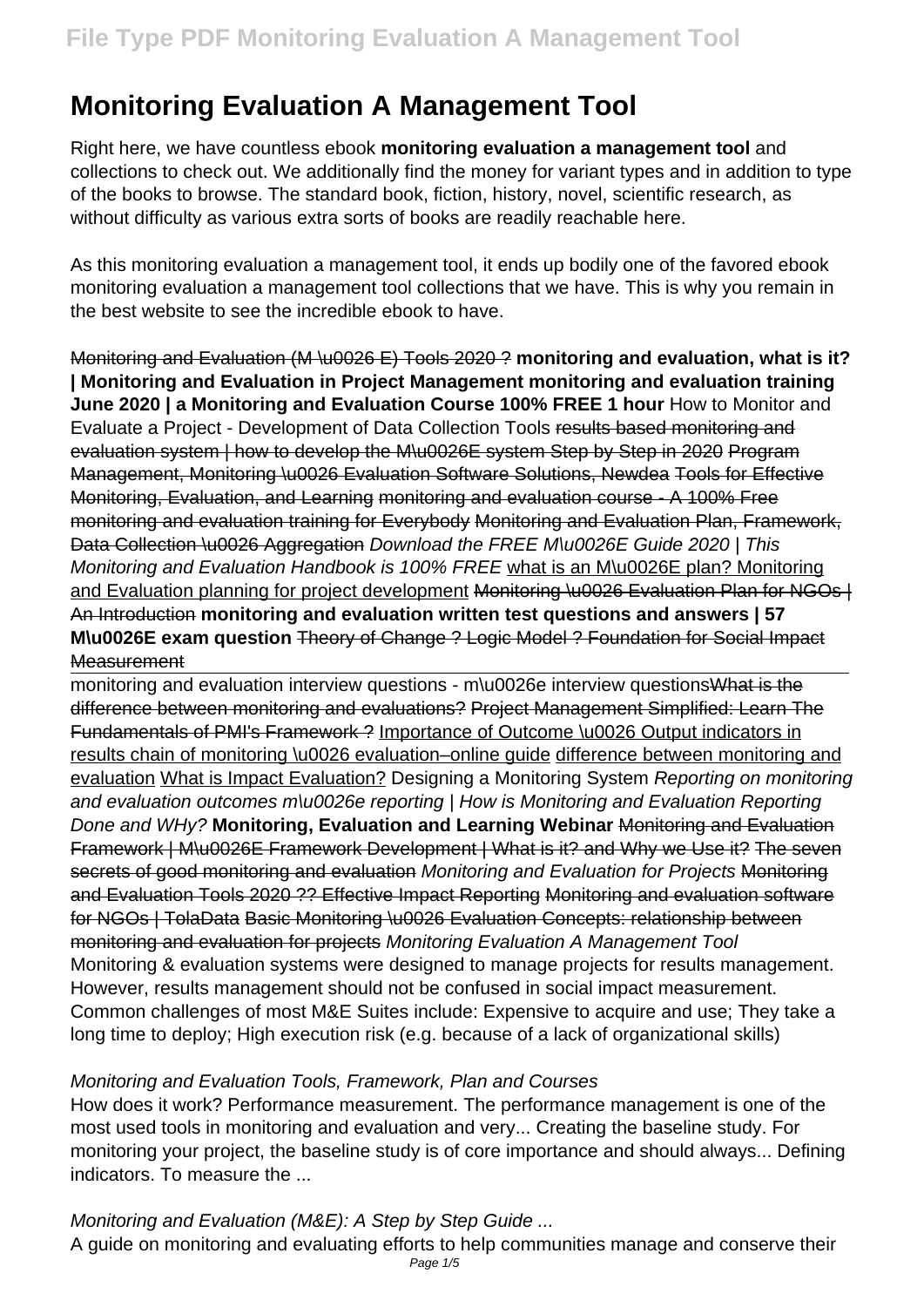# Monitoring Evaluation A Management Tool

Right here, we have countless ebook **monitoring evaluation a management tool** and collections to check out. We additionally find the money for variant types and in addition to type of the books to browse. The standard book, fiction, history, novel, scientific research, as without difficulty as various extra sorts of books are readily reachable here.

As this monitoring evaluation a management tool, it ends up bodily one of the favored ebook monitoring evaluation a management tool collections that we have. This is why you remain in the best website to see the incredible ebook to have.

Monitoring and Evaluation (M \u0026 E) Tools 2020 ? **monitoring and evaluation, what is it? | Monitoring and Evaluation in Project Management monitoring and evaluation training June 2020 | a Monitoring and Evaluation Course 100% FREE 1 hour** How to Monitor and Evaluate a Project - Development of Data Collection Tools ~~results based monitoring and evaluation system | how to develop the M\u0026E system Step by Step in 2020~~ ~~Program Management, Monitoring \u0026 Evaluation Software Solutions, Newdea~~ ~~Tools for Effective Monitoring, Evaluation, and Learning~~ ~~monitoring and evaluation course - A 100% Free monitoring and evaluation training for Everybody~~ ~~Monitoring and Evaluation Plan, Framework, Data Collection \u0026 Aggregation~~ *Download the FREE M\u0026E Guide 2020 | This Monitoring and Evaluation Handbook is 100% FREE* what is an M\u0026E plan? Monitoring and Evaluation planning for project development ~~Monitoring \u0026 Evaluation Plan for NGOs | An Introduction~~ **monitoring and evaluation written test questions and answers | 57 M\u0026E exam question** ~~Theory of Change ? Logic Model ? Foundation for Social Impact Measurement~~

monitoring and evaluation interview questions - m\u0026e interview questions~~What is the difference between monitoring and evaluations?~~ ~~Project Management Simplified: Learn The Fundamentals of PMI's Framework ?~~ Importance of Outcome \u0026 Output indicators in results chain of monitoring \u0026 evaluation–online guide difference between monitoring and evaluation What is Impact Evaluation? Designing a Monitoring System *Reporting on monitoring and evaluation outcomes m\u0026e reporting | How is Monitoring and Evaluation Reporting Done and WHy?* **Monitoring, Evaluation and Learning Webinar** ~~Monitoring and Evaluation Framework | M\u0026E Framework Development | What is it? and Why we Use it?~~ ~~The seven secrets of good monitoring and evaluation~~ *Monitoring and Evaluation for Projects* ~~Monitoring and Evaluation Tools 2020 ?? Effective Impact Reporting~~ ~~Monitoring and evaluation software for NGOs | TolaData~~ ~~Basic Monitoring \u0026 Evaluation Concepts: relationship between monitoring and evaluation for projects~~ *Monitoring Evaluation A Management Tool*

Monitoring & evaluation systems were designed to manage projects for results management. However, results management should not be confused in social impact measurement. Common challenges of most M&E Suites include: Expensive to acquire and use; They take a long time to deploy; High execution risk (e.g. because of a lack of organizational skills)

*Monitoring and Evaluation Tools, Framework, Plan and Courses*

How does it work? Performance measurement. The performance management is one of the most used tools in monitoring and evaluation and very... Creating the baseline study. For monitoring your project, the baseline study is of core importance and should always... Defining indicators. To measure the ...

*Monitoring and Evaluation (M&E): A Step by Step Guide ...*

A guide on monitoring and evaluating efforts to help communities manage and conserve their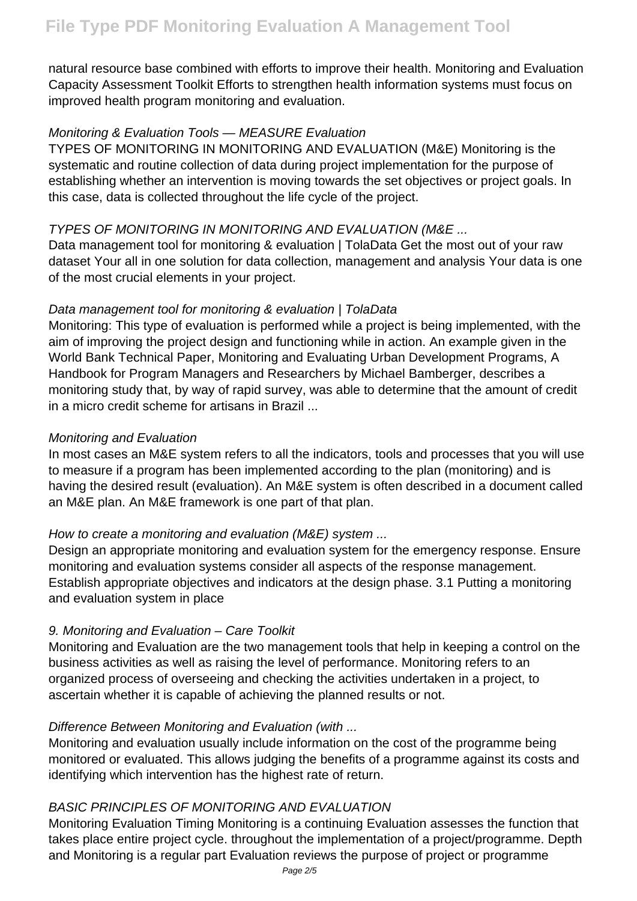natural resource base combined with efforts to improve their health. Monitoring and Evaluation Capacity Assessment Toolkit Efforts to strengthen health information systems must focus on improved health program monitoring and evaluation.

*Monitoring & Evaluation Tools — MEASURE Evaluation*

TYPES OF MONITORING IN MONITORING AND EVALUATION (M&E) Monitoring is the systematic and routine collection of data during project implementation for the purpose of establishing whether an intervention is moving towards the set objectives or project goals. In this case, data is collected throughout the life cycle of the project.

*TYPES OF MONITORING IN MONITORING AND EVALUATION (M&E ...*

Data management tool for monitoring & evaluation | TolaData Get the most out of your raw dataset Your all in one solution for data collection, management and analysis Your data is one of the most crucial elements in your project.

*Data management tool for monitoring & evaluation | TolaData*

Monitoring: This type of evaluation is performed while a project is being implemented, with the aim of improving the project design and functioning while in action. An example given in the World Bank Technical Paper, Monitoring and Evaluating Urban Development Programs, A Handbook for Program Managers and Researchers by Michael Bamberger, describes a monitoring study that, by way of rapid survey, was able to determine that the amount of credit in a micro credit scheme for artisans in Brazil ...

*Monitoring and Evaluation*

In most cases an M&E system refers to all the indicators, tools and processes that you will use to measure if a program has been implemented according to the plan (monitoring) and is having the desired result (evaluation). An M&E system is often described in a document called an M&E plan. An M&E framework is one part of that plan.

*How to create a monitoring and evaluation (M&E) system ...*

Design an appropriate monitoring and evaluation system for the emergency response. Ensure monitoring and evaluation systems consider all aspects of the response management. Establish appropriate objectives and indicators at the design phase. 3.1 Putting a monitoring and evaluation system in place

*9. Monitoring and Evaluation – Care Toolkit*

Monitoring and Evaluation are the two management tools that help in keeping a control on the business activities as well as raising the level of performance. Monitoring refers to an organized process of overseeing and checking the activities undertaken in a project, to ascertain whether it is capable of achieving the planned results or not.

*Difference Between Monitoring and Evaluation (with ...*

Monitoring and evaluation usually include information on the cost of the programme being monitored or evaluated. This allows judging the benefits of a programme against its costs and identifying which intervention has the highest rate of return.

*BASIC PRINCIPLES OF MONITORING AND EVALUATION*

Monitoring Evaluation Timing Monitoring is a continuing Evaluation assesses the function that takes place entire project cycle. throughout the implementation of a project/programme. Depth and Monitoring is a regular part Evaluation reviews the purpose of project or programme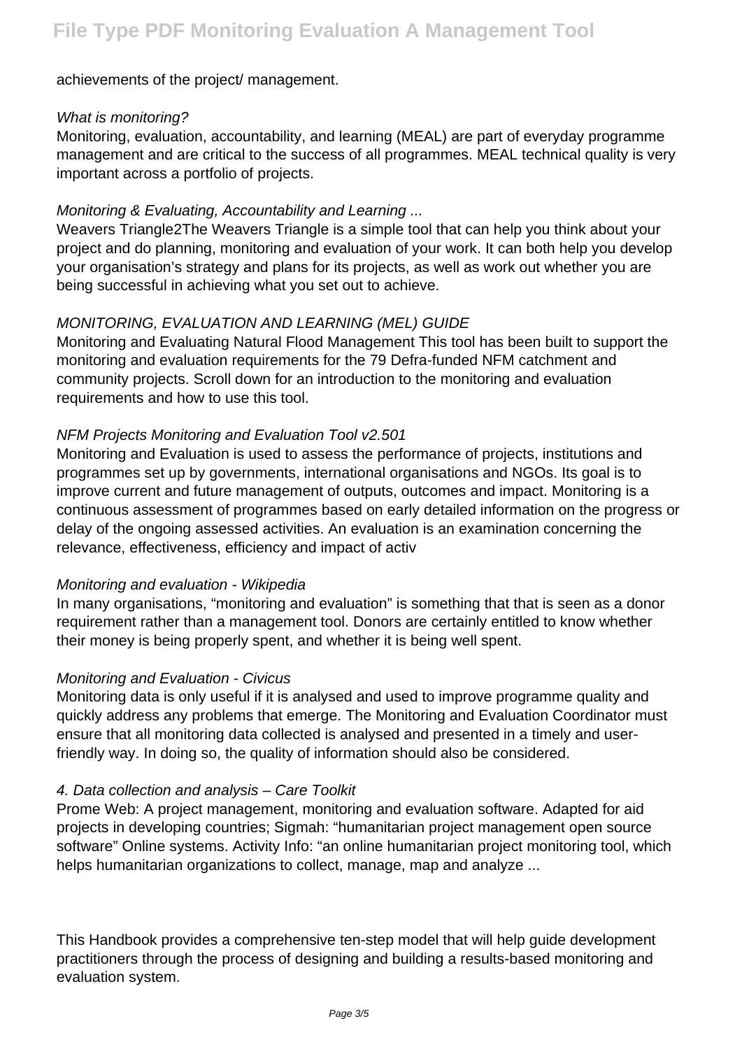achievements of the project/ management.

*What is monitoring?*

Monitoring, evaluation, accountability, and learning (MEAL) are part of everyday programme management and are critical to the success of all programmes. MEAL technical quality is very important across a portfolio of projects.

*Monitoring & Evaluating, Accountability and Learning ...*

Weavers Triangle2The Weavers Triangle is a simple tool that can help you think about your project and do planning, monitoring and evaluation of your work. It can both help you develop your organisation's strategy and plans for its projects, as well as work out whether you are being successful in achieving what you set out to achieve.

*MONITORING, EVALUATION AND LEARNING (MEL) GUIDE*

Monitoring and Evaluating Natural Flood Management This tool has been built to support the monitoring and evaluation requirements for the 79 Defra-funded NFM catchment and community projects. Scroll down for an introduction to the monitoring and evaluation requirements and how to use this tool.

*NFM Projects Monitoring and Evaluation Tool v2.501*

Monitoring and Evaluation is used to assess the performance of projects, institutions and programmes set up by governments, international organisations and NGOs. Its goal is to improve current and future management of outputs, outcomes and impact. Monitoring is a continuous assessment of programmes based on early detailed information on the progress or delay of the ongoing assessed activities. An evaluation is an examination concerning the relevance, effectiveness, efficiency and impact of activ

*Monitoring and evaluation - Wikipedia*

In many organisations, "monitoring and evaluation" is something that that is seen as a donor requirement rather than a management tool. Donors are certainly entitled to know whether their money is being properly spent, and whether it is being well spent.

*Monitoring and Evaluation - Civicus*

Monitoring data is only useful if it is analysed and used to improve programme quality and quickly address any problems that emerge. The Monitoring and Evaluation Coordinator must ensure that all monitoring data collected is analysed and presented in a timely and user-friendly way. In doing so, the quality of information should also be considered.

*4. Data collection and analysis – Care Toolkit*

Prome Web: A project management, monitoring and evaluation software. Adapted for aid projects in developing countries; Sigmah: "humanitarian project management open source software" Online systems. Activity Info: "an online humanitarian project monitoring tool, which helps humanitarian organizations to collect, manage, map and analyze ...

This Handbook provides a comprehensive ten-step model that will help guide development practitioners through the process of designing and building a results-based monitoring and evaluation system.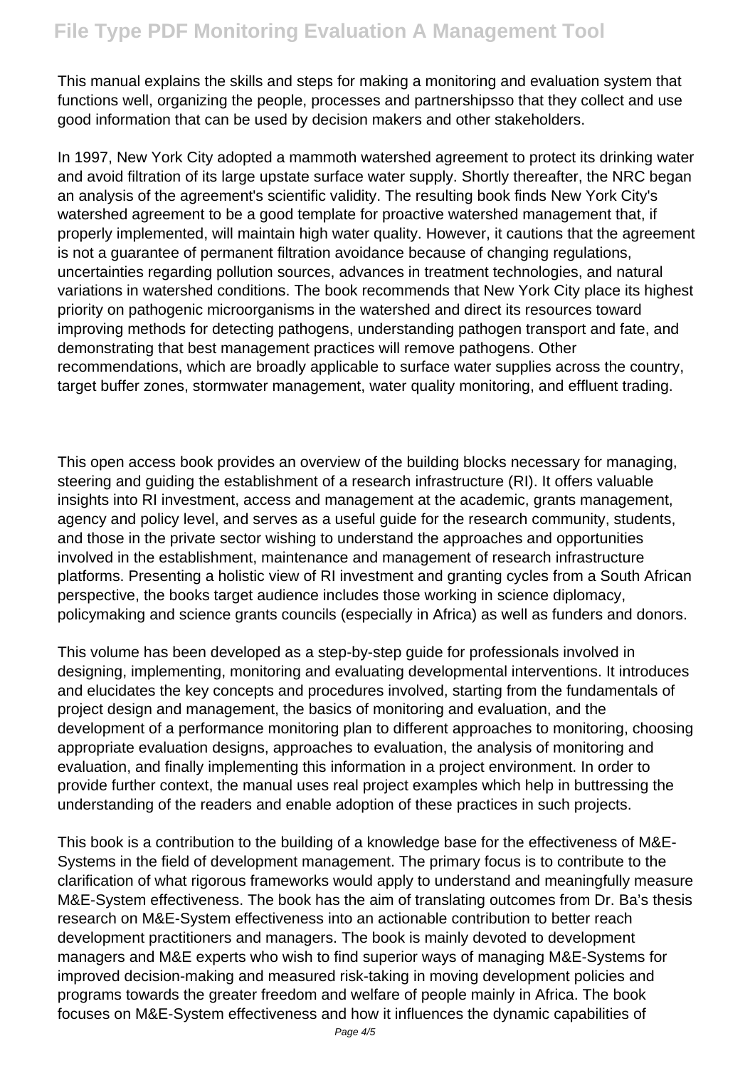This manual explains the skills and steps for making a monitoring and evaluation system that functions well, organizing the people, processes and partnershipsso that they collect and use good information that can be used by decision makers and other stakeholders.

In 1997, New York City adopted a mammoth watershed agreement to protect its drinking water and avoid filtration of its large upstate surface water supply. Shortly thereafter, the NRC began an analysis of the agreement's scientific validity. The resulting book finds New York City's watershed agreement to be a good template for proactive watershed management that, if properly implemented, will maintain high water quality. However, it cautions that the agreement is not a guarantee of permanent filtration avoidance because of changing regulations, uncertainties regarding pollution sources, advances in treatment technologies, and natural variations in watershed conditions. The book recommends that New York City place its highest priority on pathogenic microorganisms in the watershed and direct its resources toward improving methods for detecting pathogens, understanding pathogen transport and fate, and demonstrating that best management practices will remove pathogens. Other recommendations, which are broadly applicable to surface water supplies across the country, target buffer zones, stormwater management, water quality monitoring, and effluent trading.

This open access book provides an overview of the building blocks necessary for managing, steering and guiding the establishment of a research infrastructure (RI). It offers valuable insights into RI investment, access and management at the academic, grants management, agency and policy level, and serves as a useful guide for the research community, students, and those in the private sector wishing to understand the approaches and opportunities involved in the establishment, maintenance and management of research infrastructure platforms. Presenting a holistic view of RI investment and granting cycles from a South African perspective, the books target audience includes those working in science diplomacy, policymaking and science grants councils (especially in Africa) as well as funders and donors.

This volume has been developed as a step-by-step guide for professionals involved in designing, implementing, monitoring and evaluating developmental interventions. It introduces and elucidates the key concepts and procedures involved, starting from the fundamentals of project design and management, the basics of monitoring and evaluation, and the development of a performance monitoring plan to different approaches to monitoring, choosing appropriate evaluation designs, approaches to evaluation, the analysis of monitoring and evaluation, and finally implementing this information in a project environment. In order to provide further context, the manual uses real project examples which help in buttressing the understanding of the readers and enable adoption of these practices in such projects.

This book is a contribution to the building of a knowledge base for the effectiveness of M&E-Systems in the field of development management. The primary focus is to contribute to the clarification of what rigorous frameworks would apply to understand and meaningfully measure M&E-System effectiveness. The book has the aim of translating outcomes from Dr. Ba's thesis research on M&E-System effectiveness into an actionable contribution to better reach development practitioners and managers. The book is mainly devoted to development managers and M&E experts who wish to find superior ways of managing M&E-Systems for improved decision-making and measured risk-taking in moving development policies and programs towards the greater freedom and welfare of people mainly in Africa. The book focuses on M&E-System effectiveness and how it influences the dynamic capabilities of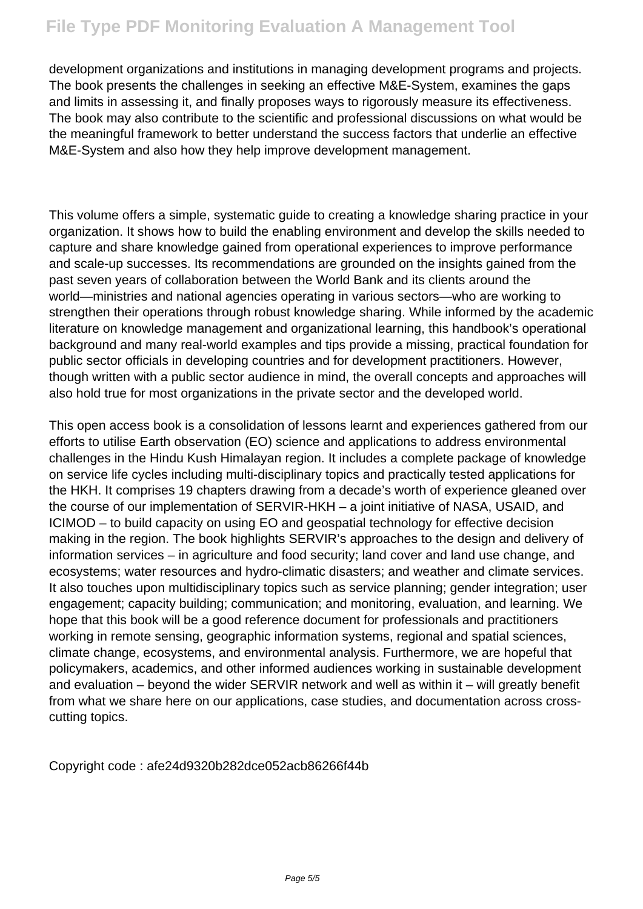development organizations and institutions in managing development programs and projects. The book presents the challenges in seeking an effective M&E-System, examines the gaps and limits in assessing it, and finally proposes ways to rigorously measure its effectiveness. The book may also contribute to the scientific and professional discussions on what would be the meaningful framework to better understand the success factors that underlie an effective M&E-System and also how they help improve development management.

This volume offers a simple, systematic guide to creating a knowledge sharing practice in your organization. It shows how to build the enabling environment and develop the skills needed to capture and share knowledge gained from operational experiences to improve performance and scale-up successes. Its recommendations are grounded on the insights gained from the past seven years of collaboration between the World Bank and its clients around the world—ministries and national agencies operating in various sectors—who are working to strengthen their operations through robust knowledge sharing. While informed by the academic literature on knowledge management and organizational learning, this handbook's operational background and many real-world examples and tips provide a missing, practical foundation for public sector officials in developing countries and for development practitioners. However, though written with a public sector audience in mind, the overall concepts and approaches will also hold true for most organizations in the private sector and the developed world.

This open access book is a consolidation of lessons learnt and experiences gathered from our efforts to utilise Earth observation (EO) science and applications to address environmental challenges in the Hindu Kush Himalayan region. It includes a complete package of knowledge on service life cycles including multi-disciplinary topics and practically tested applications for the HKH. It comprises 19 chapters drawing from a decade's worth of experience gleaned over the course of our implementation of SERVIR-HKH – a joint initiative of NASA, USAID, and ICIMOD – to build capacity on using EO and geospatial technology for effective decision making in the region. The book highlights SERVIR's approaches to the design and delivery of information services – in agriculture and food security; land cover and land use change, and ecosystems; water resources and hydro-climatic disasters; and weather and climate services. It also touches upon multidisciplinary topics such as service planning; gender integration; user engagement; capacity building; communication; and monitoring, evaluation, and learning. We hope that this book will be a good reference document for professionals and practitioners working in remote sensing, geographic information systems, regional and spatial sciences, climate change, ecosystems, and environmental analysis. Furthermore, we are hopeful that policymakers, academics, and other informed audiences working in sustainable development and evaluation – beyond the wider SERVIR network and well as within it – will greatly benefit from what we share here on our applications, case studies, and documentation across cross-cutting topics.

Copyright code : afe24d9320b282dce052acb86266f44b